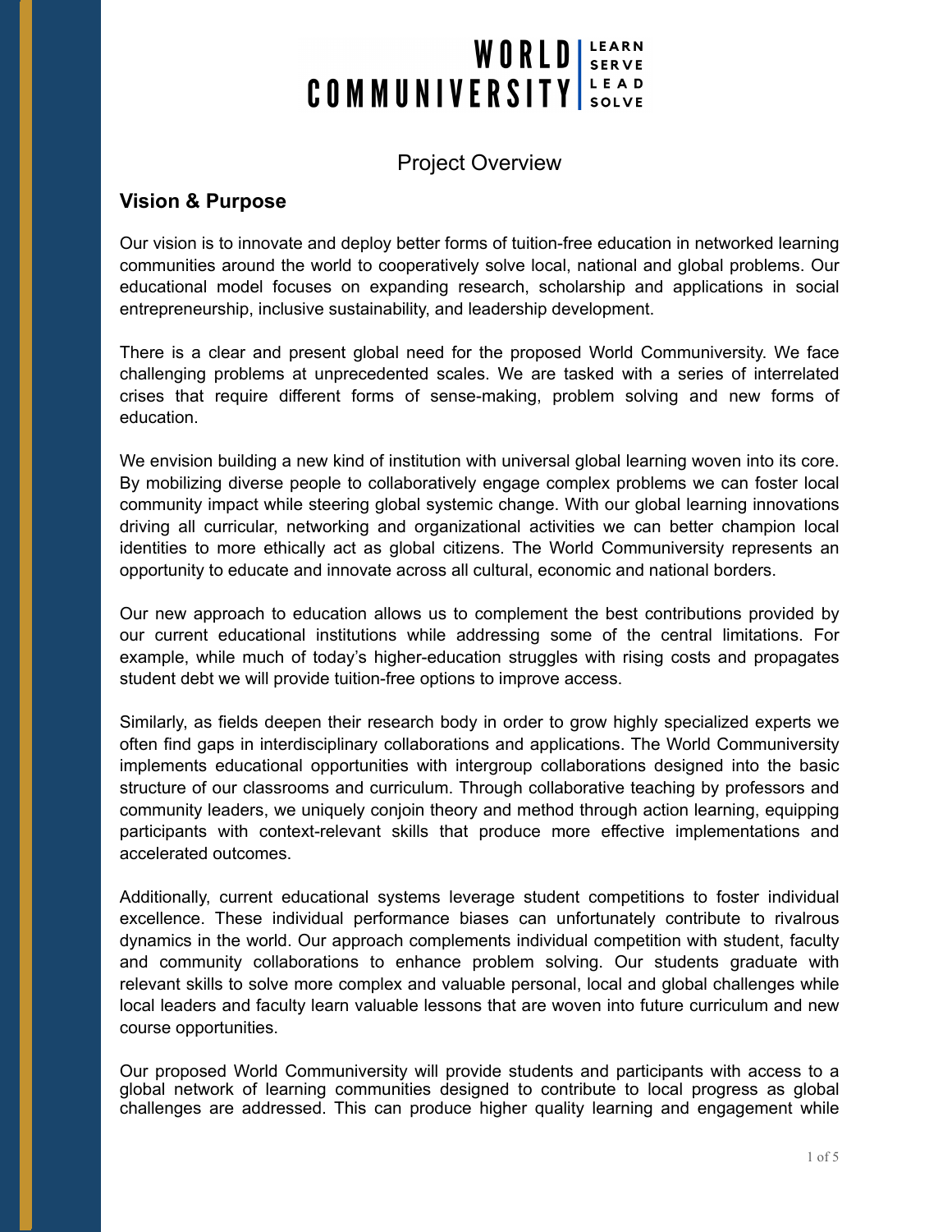# WORLD COMMUNIVERSITY

LEARN
SERVE
LEAD
SOLVE

## Project Overview

### Vision & Purpose

Our vision is to innovate and deploy better forms of tuition-free education in networked learning communities around the world to cooperatively solve local, national and global problems. Our educational model focuses on expanding research, scholarship and applications in social entrepreneurship, inclusive sustainability, and leadership development.

There is a clear and present global need for the proposed World Communiversity. We face challenging problems at unprecedented scales. We are tasked with a series of interrelated crises that require different forms of sense-making, problem solving and new forms of education.

We envision building a new kind of institution with universal global learning woven into its core. By mobilizing diverse people to collaboratively engage complex problems we can foster local community impact while steering global systemic change. With our global learning innovations driving all curricular, networking and organizational activities we can better champion local identities to more ethically act as global citizens. The World Communiversity represents an opportunity to educate and innovate across all cultural, economic and national borders.

Our new approach to education allows us to complement the best contributions provided by our current educational institutions while addressing some of the central limitations. For example, while much of today's higher-education struggles with rising costs and propagates student debt we will provide tuition-free options to improve access.

Similarly, as fields deepen their research body in order to grow highly specialized experts we often find gaps in interdisciplinary collaborations and applications. The World Communiversity implements educational opportunities with intergroup collaborations designed into the basic structure of our classrooms and curriculum. Through collaborative teaching by professors and community leaders, we uniquely conjoin theory and method through action learning, equipping participants with context-relevant skills that produce more effective implementations and accelerated outcomes.

Additionally, current educational systems leverage student competitions to foster individual excellence. These individual performance biases can unfortunately contribute to rivalrous dynamics in the world. Our approach complements individual competition with student, faculty and community collaborations to enhance problem solving. Our students graduate with relevant skills to solve more complex and valuable personal, local and global challenges while local leaders and faculty learn valuable lessons that are woven into future curriculum and new course opportunities.

Our proposed World Communiversity will provide students and participants with access to a global network of learning communities designed to contribute to local progress as global challenges are addressed. This can produce higher quality learning and engagement while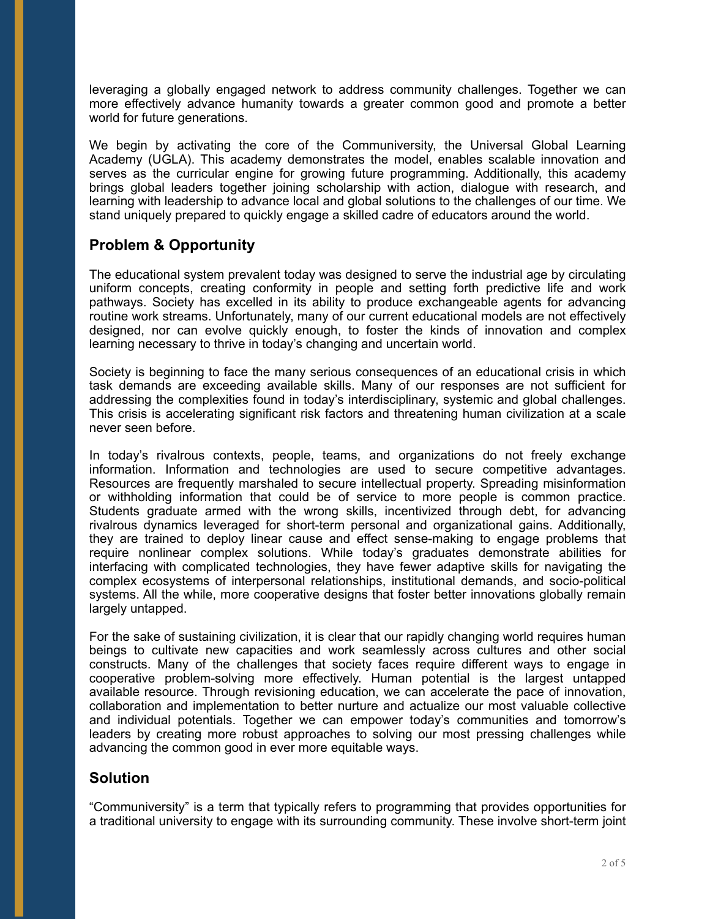leveraging a globally engaged network to address community challenges. Together we can more effectively advance humanity towards a greater common good and promote a better world for future generations.

We begin by activating the core of the Communiversity, the Universal Global Learning Academy (UGLA). This academy demonstrates the model, enables scalable innovation and serves as the curricular engine for growing future programming. Additionally, this academy brings global leaders together joining scholarship with action, dialogue with research, and learning with leadership to advance local and global solutions to the challenges of our time. We stand uniquely prepared to quickly engage a skilled cadre of educators around the world.

## Problem & Opportunity

The educational system prevalent today was designed to serve the industrial age by circulating uniform concepts, creating conformity in people and setting forth predictive life and work pathways. Society has excelled in its ability to produce exchangeable agents for advancing routine work streams. Unfortunately, many of our current educational models are not effectively designed, nor can evolve quickly enough, to foster the kinds of innovation and complex learning necessary to thrive in today's changing and uncertain world.

Society is beginning to face the many serious consequences of an educational crisis in which task demands are exceeding available skills. Many of our responses are not sufficient for addressing the complexities found in today's interdisciplinary, systemic and global challenges. This crisis is accelerating significant risk factors and threatening human civilization at a scale never seen before.

In today's rivalrous contexts, people, teams, and organizations do not freely exchange information. Information and technologies are used to secure competitive advantages. Resources are frequently marshaled to secure intellectual property. Spreading misinformation or withholding information that could be of service to more people is common practice. Students graduate armed with the wrong skills, incentivized through debt, for advancing rivalrous dynamics leveraged for short-term personal and organizational gains. Additionally, they are trained to deploy linear cause and effect sense-making to engage problems that require nonlinear complex solutions. While today's graduates demonstrate abilities for interfacing with complicated technologies, they have fewer adaptive skills for navigating the complex ecosystems of interpersonal relationships, institutional demands, and socio-political systems. All the while, more cooperative designs that foster better innovations globally remain largely untapped.

For the sake of sustaining civilization, it is clear that our rapidly changing world requires human beings to cultivate new capacities and work seamlessly across cultures and other social constructs. Many of the challenges that society faces require different ways to engage in cooperative problem-solving more effectively. Human potential is the largest untapped available resource. Through revisioning education, we can accelerate the pace of innovation, collaboration and implementation to better nurture and actualize our most valuable collective and individual potentials. Together we can empower today's communities and tomorrow's leaders by creating more robust approaches to solving our most pressing challenges while advancing the common good in ever more equitable ways.

## Solution

"Communiversity" is a term that typically refers to programming that provides opportunities for a traditional university to engage with its surrounding community. These involve short-term joint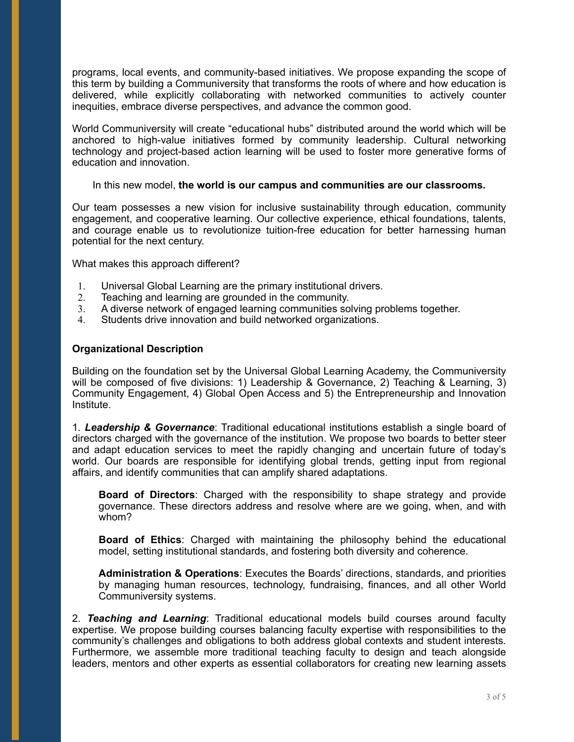programs, local events, and community-based initiatives. We propose expanding the scope of this term by building a Communiversity that transforms the roots of where and how education is delivered, while explicitly collaborating with networked communities to actively counter inequities, embrace diverse perspectives, and advance the common good.

World Communiversity will create "educational hubs" distributed around the world which will be anchored to high-value initiatives formed by community leadership. Cultural networking technology and project-based action learning will be used to foster more generative forms of education and innovation.

In this new model, **the world is our campus and communities are our classrooms.**

Our team possesses a new vision for inclusive sustainability through education, community engagement, and cooperative learning. Our collective experience, ethical foundations, talents, and courage enable us to revolutionize tuition-free education for better harnessing human potential for the next century.

What makes this approach different?

1. Universal Global Learning are the primary institutional drivers.
2. Teaching and learning are grounded in the community.
3. A diverse network of engaged learning communities solving problems together.
4. Students drive innovation and build networked organizations.

**Organizational Description**

Building on the foundation set by the Universal Global Learning Academy, the Communiversity will be composed of five divisions: 1) Leadership & Governance, 2) Teaching & Learning, 3) Community Engagement, 4) Global Open Access and 5) the Entrepreneurship and Innovation Institute.

1. ***Leadership & Governance***: Traditional educational institutions establish a single board of directors charged with the governance of the institution. We propose two boards to better steer and adapt education services to meet the rapidly changing and uncertain future of today's world. Our boards are responsible for identifying global trends, getting input from regional affairs, and identify communities that can amplify shared adaptations.

> **Board of Directors**: Charged with the responsibility to shape strategy and provide governance. These directors address and resolve where are we going, when, and with whom?
>
> **Board of Ethics**: Charged with maintaining the philosophy behind the educational model, setting institutional standards, and fostering both diversity and coherence.
>
> **Administration & Operations**: Executes the Boards' directions, standards, and priorities by managing human resources, technology, fundraising, finances, and all other World Communiversity systems.

2. ***Teaching and Learning***: Traditional educational models build courses around faculty expertise. We propose building courses balancing faculty expertise with responsibilities to the community's challenges and obligations to both address global contexts and student interests. Furthermore, we assemble more traditional teaching faculty to design and teach alongside leaders, mentors and other experts as essential collaborators for creating new learning assets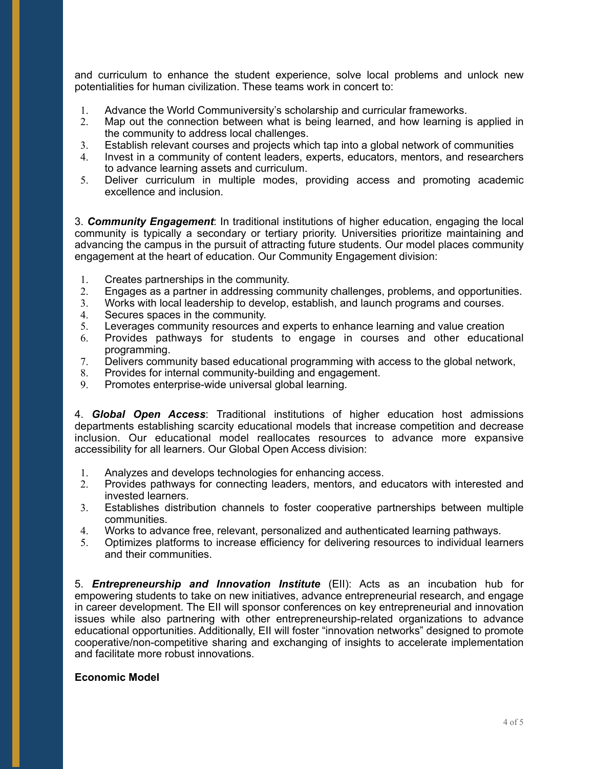and curriculum to enhance the student experience, solve local problems and unlock new potentialities for human civilization. These teams work in concert to:

1. Advance the World Communiversity's scholarship and curricular frameworks.
2. Map out the connection between what is being learned, and how learning is applied in the community to address local challenges.
3. Establish relevant courses and projects which tap into a global network of communities
4. Invest in a community of content leaders, experts, educators, mentors, and researchers to advance learning assets and curriculum.
5. Deliver curriculum in multiple modes, providing access and promoting academic excellence and inclusion.

3. ***Community Engagement***: In traditional institutions of higher education, engaging the local community is typically a secondary or tertiary priority. Universities prioritize maintaining and advancing the campus in the pursuit of attracting future students. Our model places community engagement at the heart of education. Our Community Engagement division:

1. Creates partnerships in the community.
2. Engages as a partner in addressing community challenges, problems, and opportunities.
3. Works with local leadership to develop, establish, and launch programs and courses.
4. Secures spaces in the community.
5. Leverages community resources and experts to enhance learning and value creation
6. Provides pathways for students to engage in courses and other educational programming.
7. Delivers community based educational programming with access to the global network,
8. Provides for internal community-building and engagement.
9. Promotes enterprise-wide universal global learning.

4. ***Global Open Access***: Traditional institutions of higher education host admissions departments establishing scarcity educational models that increase competition and decrease inclusion. Our educational model reallocates resources to advance more expansive accessibility for all learners. Our Global Open Access division:

1. Analyzes and develops technologies for enhancing access.
2. Provides pathways for connecting leaders, mentors, and educators with interested and invested learners.
3. Establishes distribution channels to foster cooperative partnerships between multiple communities.
4. Works to advance free, relevant, personalized and authenticated learning pathways.
5. Optimizes platforms to increase efficiency for delivering resources to individual learners and their communities.

5. ***Entrepreneurship and Innovation Institute*** (EII): Acts as an incubation hub for empowering students to take on new initiatives, advance entrepreneurial research, and engage in career development. The EII will sponsor conferences on key entrepreneurial and innovation issues while also partnering with other entrepreneurship-related organizations to advance educational opportunities. Additionally, EII will foster "innovation networks" designed to promote cooperative/non-competitive sharing and exchanging of insights to accelerate implementation and facilitate more robust innovations.

**Economic Model**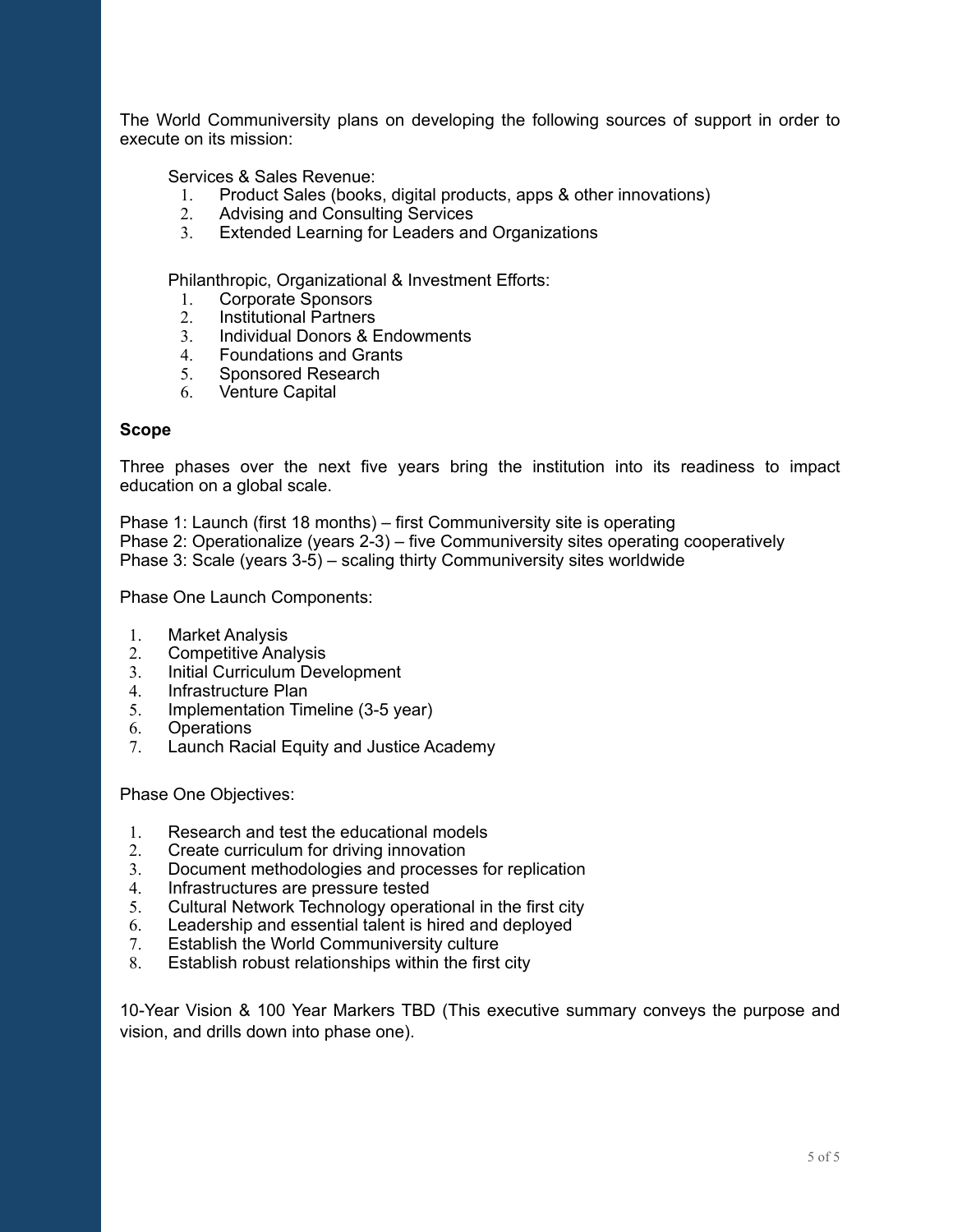The World Communiversity plans on developing the following sources of support in order to execute on its mission:

Services & Sales Revenue:

1. Product Sales (books, digital products, apps & other innovations)
2. Advising and Consulting Services
3. Extended Learning for Leaders and Organizations

Philanthropic, Organizational & Investment Efforts:

1. Corporate Sponsors
2. Institutional Partners
3. Individual Donors & Endowments
4. Foundations and Grants
5. Sponsored Research
6. Venture Capital

**Scope**

Three phases over the next five years bring the institution into its readiness to impact education on a global scale.

Phase 1: Launch (first 18 months) – first Communiversity site is operating
Phase 2: Operationalize (years 2-3) – five Communiversity sites operating cooperatively
Phase 3: Scale (years 3-5) – scaling thirty Communiversity sites worldwide

Phase One Launch Components:

1. Market Analysis
2. Competitive Analysis
3. Initial Curriculum Development
4. Infrastructure Plan
5. Implementation Timeline (3-5 year)
6. Operations
7. Launch Racial Equity and Justice Academy

Phase One Objectives:

1. Research and test the educational models
2. Create curriculum for driving innovation
3. Document methodologies and processes for replication
4. Infrastructures are pressure tested
5. Cultural Network Technology operational in the first city
6. Leadership and essential talent is hired and deployed
7. Establish the World Communiversity culture
8. Establish robust relationships within the first city

10-Year Vision & 100 Year Markers TBD (This executive summary conveys the purpose and vision, and drills down into phase one).